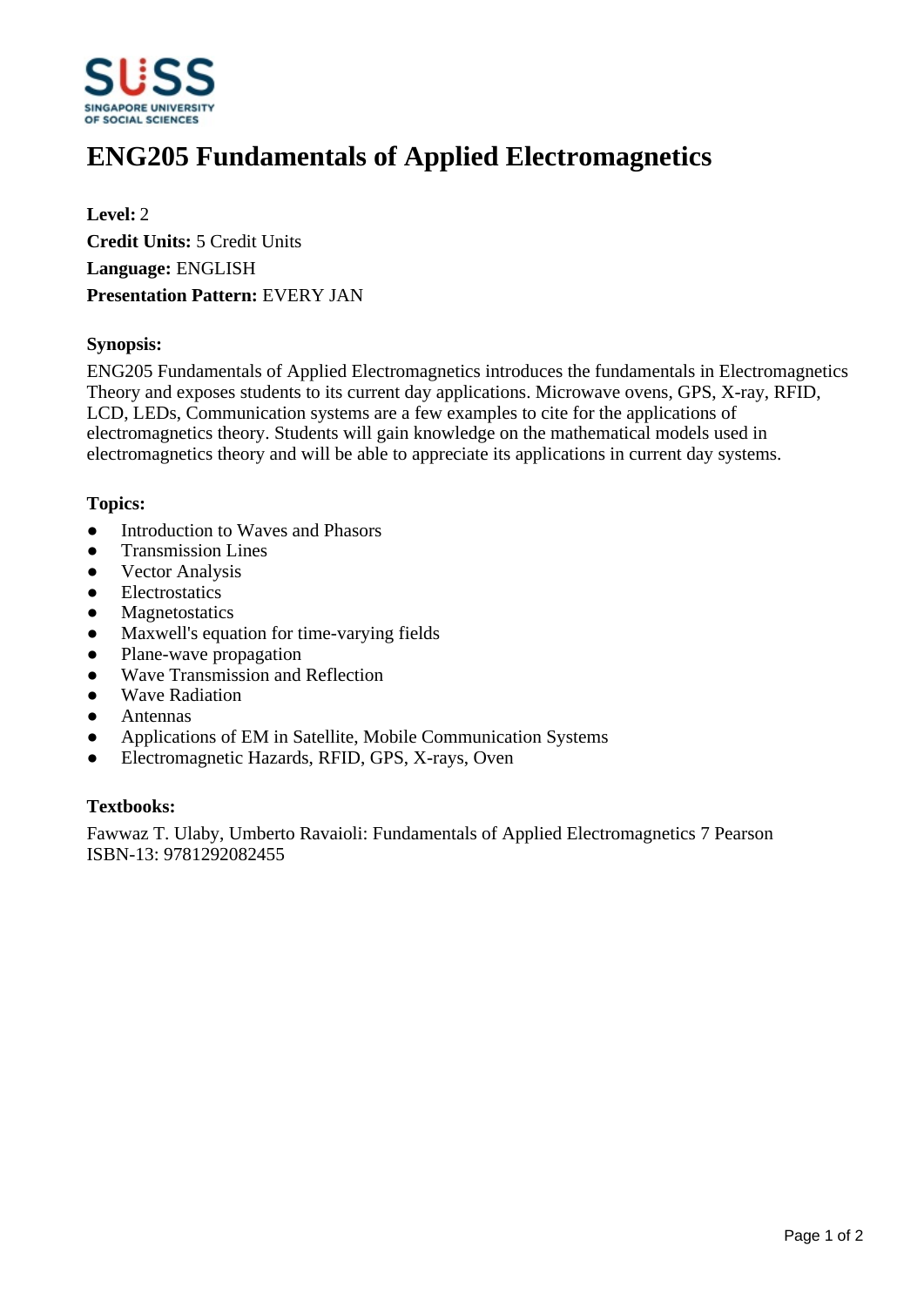# ENG205 Fundamentals of Applied Electromagnetics

**Level:** 2
**Credit Units:** 5 Credit Units
**Language:** ENGLISH
**Presentation Pattern:** EVERY JAN

### Synopsis:

ENG205 Fundamentals of Applied Electromagnetics introduces the fundamentals in Electromagnetics Theory and exposes students to its current day applications. Microwave ovens, GPS, X-ray, RFID, LCD, LEDs, Communication systems are a few examples to cite for the applications of electromagnetics theory. Students will gain knowledge on the mathematical models used in electromagnetics theory and will be able to appreciate its applications in current day systems.

### Topics:

- Introduction to Waves and Phasors
- Transmission Lines
- Vector Analysis
- Electrostatics
- Magnetostatics
- Maxwell's equation for time-varying fields
- Plane-wave propagation
- Wave Transmission and Reflection
- Wave Radiation
- Antennas
- Applications of EM in Satellite, Mobile Communication Systems
- Electromagnetic Hazards, RFID, GPS, X-rays, Oven

### Textbooks:

Fawwaz T. Ulaby, Umberto Ravaioli: Fundamentals of Applied Electromagnetics 7 Pearson
ISBN-13: 9781292082455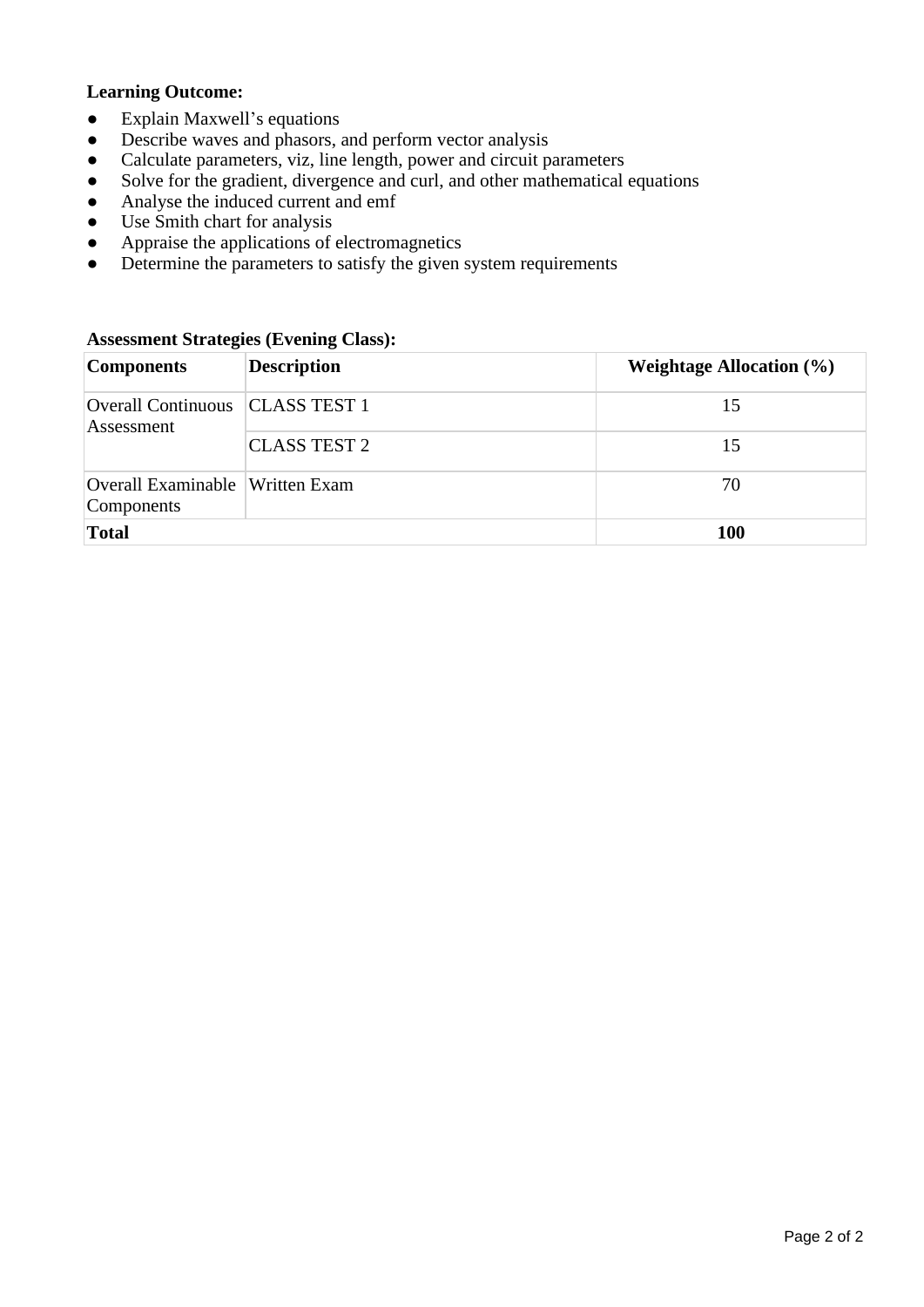**Learning Outcome:**

- Explain Maxwell's equations
- Describe waves and phasors, and perform vector analysis
- Calculate parameters, viz, line length, power and circuit parameters
- Solve for the gradient, divergence and curl, and other mathematical equations
- Analyse the induced current and emf
- Use Smith chart for analysis
- Appraise the applications of electromagnetics
- Determine the parameters to satisfy the given system requirements

**Assessment Strategies (Evening Class):**

| **Components** | **Description** | **Weightage Allocation (%)** |
|---|---|---|
| Overall Continuous Assessment | CLASS TEST 1 | 15 |
| | CLASS TEST 2 | 15 |
| Overall Examinable Components | Written Exam | 70 |
| **Total** | | **100** |